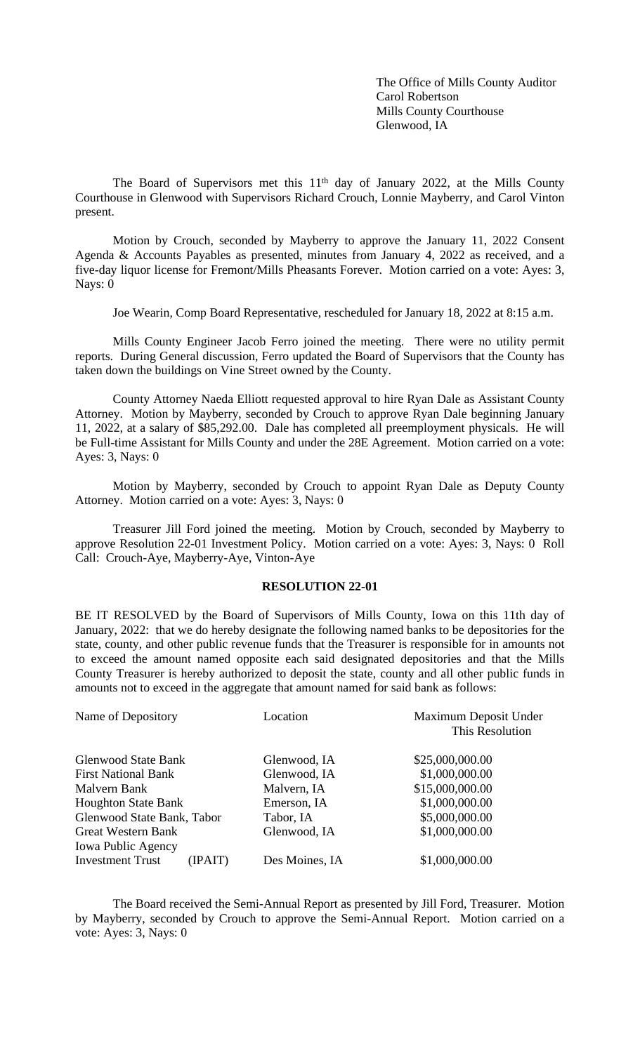The Office of Mills County Auditor
Carol Robertson
Mills County Courthouse
Glenwood, IA

The Board of Supervisors met this 11th day of January 2022, at the Mills County Courthouse in Glenwood with Supervisors Richard Crouch, Lonnie Mayberry, and Carol Vinton present.

Motion by Crouch, seconded by Mayberry to approve the January 11, 2022 Consent Agenda & Accounts Payables as presented, minutes from January 4, 2022 as received, and a five-day liquor license for Fremont/Mills Pheasants Forever. Motion carried on a vote: Ayes: 3, Nays: 0

Joe Wearin, Comp Board Representative, rescheduled for January 18, 2022 at 8:15 a.m.

Mills County Engineer Jacob Ferro joined the meeting. There were no utility permit reports. During General discussion, Ferro updated the Board of Supervisors that the County has taken down the buildings on Vine Street owned by the County.

County Attorney Naeda Elliott requested approval to hire Ryan Dale as Assistant County Attorney. Motion by Mayberry, seconded by Crouch to approve Ryan Dale beginning January 11, 2022, at a salary of $85,292.00. Dale has completed all preemployment physicals. He will be Full-time Assistant for Mills County and under the 28E Agreement. Motion carried on a vote: Ayes: 3, Nays: 0

Motion by Mayberry, seconded by Crouch to appoint Ryan Dale as Deputy County Attorney. Motion carried on a vote: Ayes: 3, Nays: 0

Treasurer Jill Ford joined the meeting. Motion by Crouch, seconded by Mayberry to approve Resolution 22-01 Investment Policy. Motion carried on a vote: Ayes: 3, Nays: 0 Roll Call: Crouch-Aye, Mayberry-Aye, Vinton-Aye

**RESOLUTION 22-01**

BE IT RESOLVED by the Board of Supervisors of Mills County, Iowa on this 11th day of January, 2022: that we do hereby designate the following named banks to be depositories for the state, county, and other public revenue funds that the Treasurer is responsible for in amounts not to exceed the amount named opposite each said designated depositories and that the Mills County Treasurer is hereby authorized to deposit the state, county and all other public funds in amounts not to exceed in the aggregate that amount named for said bank as follows:

| Name of Depository | Location | Maximum Deposit Under This Resolution |
|---|---|---|
| Glenwood State Bank | Glenwood, IA | $25,000,000.00 |
| First National Bank | Glenwood, IA | $1,000,000.00 |
| Malvern Bank | Malvern, IA | $15,000,000.00 |
| Houghton State Bank | Emerson, IA | $1,000,000.00 |
| Glenwood State Bank, Tabor | Tabor, IA | $5,000,000.00 |
| Great Western Bank | Glenwood, IA | $1,000,000.00 |
| Iowa Public Agency Investment Trust (IPAIT) | Des Moines, IA | $1,000,000.00 |

The Board received the Semi-Annual Report as presented by Jill Ford, Treasurer. Motion by Mayberry, seconded by Crouch to approve the Semi-Annual Report. Motion carried on a vote: Ayes: 3, Nays: 0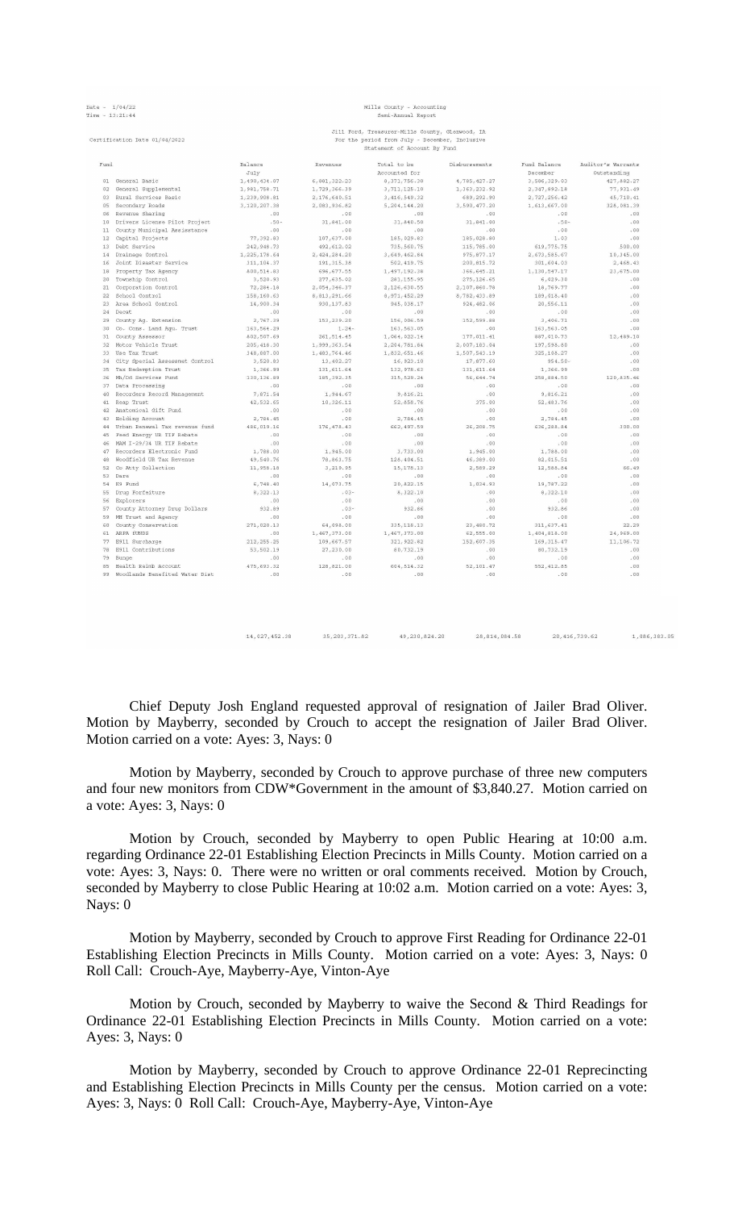Date - 1/04/22
Time - 13:21:44

Mills County - Accounting
Semi-Annual Report

Certification Date 01/04/2022

Jill Ford, Treasurer-Mills County, Glenwood, IA
For the period from July - December, Inclusive
Statement of Account By Fund

| Fund | | Balance July | Revenues | Total to be Accounted for | Disbursements | Fund Balance December | Auditor's Warrants Outstanding |
|---|---|---|---|---|---|---|---|
| 01 | General Basic | 1,490,434.07 | 6,881,322.23 | 8,371,756.30 | 4,785,427.27 | 3,586,329.03 | 427,482.27 |
| 02 | General Supplemental | 1,981,758.71 | 1,729,366.39 | 3,711,125.10 | 1,363,232.92 | 2,347,892.18 | 77,931.49 |
| 03 | Rural Services Basic | 1,239,908.81 | 2,176,640.51 | 3,416,549.32 | 689,292.90 | 2,727,256.42 | 45,710.41 |
| 05 | Secondary Roads | 3,120,207.38 | 2,083,936.82 | 5,204,144.20 | 3,590,477.20 | 1,613,667.00 | 328,081.39 |
| 06 | Revenue Sharing | .00 | .00 | .00 | .00 | .00 | .00 |
| 10 | Drivers License Pilot Project | .50- | 31,841.00 | 31,840.50 | 31,841.00 | .50- | .00 |
| 11 | County Municipal Assistance | .00 | .00 | .00 | .00 | .00 | .00 |
| 12 | Capital Projects | 77,392.83 | 107,637.00 | 185,029.83 | 185,028.80 | 1.03 | .00 |
| 13 | Debt Service | 242,948.73 | 492,612.02 | 735,560.75 | 115,785.00 | 619,775.75 | 500.00 |
| 14 | Drainage Control | 1,225,178.64 | 2,424,284.20 | 3,649,462.84 | 975,877.17 | 2,673,585.67 | 10,345.00 |
| 16 | Joint Disaster Service | 311,104.37 | 191,315.38 | 502,419.75 | 200,815.72 | 301,604.03 | 2,468.43 |
| 18 | Property Tax Agency | 800,514.83 | 696,677.55 | 1,497,192.38 | 366,645.21 | 1,130,547.17 | 23,675.00 |
| 20 | Township Control | 3,520.93 | 277,635.02 | 281,155.95 | 275,126.65 | 6,029.30 | .00 |
| 21 | Corporation Control | 72,284.18 | 2,054,346.37 | 2,126,630.55 | 2,107,860.78 | 18,769.77 | .00 |
| 22 | School Control | 158,160.63 | 8,813,291.66 | 8,971,452.29 | 8,782,433.89 | 189,018.40 | .00 |
| 23 | Area School Control | 14,900.34 | 930,137.83 | 945,038.17 | 924,482.06 | 20,556.11 | .00 |
| 24 | Decat | .00 | .00 | .00 | .00 | .00 | .00 |
| 29 | County Ag. Extension | 2,767.39 | 153,239.20 | 156,006.59 | 152,599.88 | 3,406.71 | .00 |
| 30 | Co. Cons. Land Acq. Trust | 163,564.29 | 1.24- | 163,563.05 | .00 | 163,563.05 | .00 |
| 31 | County Assessor | 802,507.69 | 261,514.45 | 1,064,022.14 | 177,011.41 | 887,010.73 | 12,489.10 |
| 32 | Motor Vehicle Trust | 205,418.30 | 1,999,363.54 | 2,204,781.84 | 2,007,183.04 | 197,598.80 | .00 |
| 33 | Use Tax Trust | 348,887.00 | 1,483,764.46 | 1,832,651.46 | 1,507,543.19 | 325,108.27 | .00 |
| 34 | City Special Assessmnt Control | 3,520.83 | 13,402.27 | 16,923.10 | 17,877.60 | 954.50- | .00 |
| 35 | Tax Redemption Trust | 1,366.99 | 131,611.64 | 132,978.63 | 131,611.64 | 1,366.99 | .00 |
| 36 | Mh/Dd Services Fund | 130,126.89 | 185,392.35 | 315,519.24 | 56,644.74 | 258,884.50 | 120,435.46 |
| 37 | Data Processing | .00 | .00 | .00 | .00 | .00 | .00 |
| 40 | Recorders Record Management | 7,871.54 | 1,944.67 | 9,816.21 | .00 | 9,816.21 | .00 |
| 41 | Reap Trust | 42,532.65 | 10,326.11 | 52,858.76 | 375.00 | 52,483.76 | .00 |
| 42 | Anatomical Gift Fund | .00 | .00 | .00 | .00 | .00 | .00 |
| 43 | Holding Account | 2,784.45 | .00 | 2,784.45 | .00 | 2,784.45 | .00 |
| 44 | Urban Renewal Tax revenue fund | 486,019.16 | 176,478.43 | 662,497.59 | 26,209.75 | 636,288.84 | 300.00 |
| 45 | Feed Energy UR TIF Rebate | .00 | .00 | .00 | .00 | .00 | .00 |
| 46 | MAM I-29/34 UR TIF Rebate | .00 | .00 | .00 | .00 | .00 | .00 |
| 47 | Recorders Electronic Fund | 1,788.00 | 1,945.00 | 3,733.00 | 1,945.00 | 1,788.00 | .00 |
| 48 | Woodfield UR Tax Revenue | 49,540.76 | 78,863.75 | 128,404.51 | 46,389.00 | 82,015.51 | .00 |
| 52 | Co Atty Collection | 11,956.18 | 3,219.95 | 15,176.13 | 2,589.29 | 12,586.84 | 66.49 |
| 53 | Dare | .00 | .00 | .00 | .00 | .00 | .00 |
| 54 | K9 Fund | 6,748.40 | 14,073.75 | 20,822.15 | 1,034.93 | 19,787.22 | .00 |
| 55 | Drug Forfeiture | 8,322.13 | .03- | 8,322.10 | .00 | 8,322.10 | .00 |
| 56 | Explorers | .00 | .00 | .00 | .00 | .00 | .00 |
| 57 | County Attorney Drug Dollars | 932.89 | .03- | 932.86 | .00 | 932.86 | .00 |
| 59 | MH Trust and Agency | .00 | .00 | .00 | .00 | .00 | .00 |
| 60 | County Conservation | 271,020.13 | 64,098.00 | 335,118.13 | 23,480.72 | 311,637.41 | 22.29 |
| 61 | ARPA FUNDS | .00 | 1,467,373.00 | 1,467,373.00 | 62,555.00 | 1,404,818.00 | 24,969.00 |
| 77 | E911 Surcharge | 212,255.25 | 109,667.57 | 321,922.82 | 152,607.35 | 169,315.47 | 11,106.72 |
| 78 | E911 Contributions | 53,502.19 | 27,230.00 | 80,732.19 | .00 | 80,732.19 | .00 |
| 79 | Bunge | .00 | .00 | .00 | .00 | .00 | .00 |
| 85 | Health Reimb Account | 475,693.32 | 128,821.00 | 604,514.32 | 52,101.47 | 552,412.85 | .00 |
| 93 | Woodlands Benefited Water Dist | .00 | .00 | .00 | .00 | .00 | .00 |
| | | 14,027,452.38 | 35,203,371.82 | 49,230,824.20 | 28,814,084.58 | 20,416,739.62 | 1,086,383.05 |

Chief Deputy Josh England requested approval of resignation of Jailer Brad Oliver. Motion by Mayberry, seconded by Crouch to accept the resignation of Jailer Brad Oliver. Motion carried on a vote: Ayes: 3, Nays: 0

Motion by Mayberry, seconded by Crouch to approve purchase of three new computers and four new monitors from CDW*Government in the amount of $3,840.27. Motion carried on a vote: Ayes: 3, Nays: 0

Motion by Crouch, seconded by Mayberry to open Public Hearing at 10:00 a.m. regarding Ordinance 22-01 Establishing Election Precincts in Mills County. Motion carried on a vote: Ayes: 3, Nays: 0. There were no written or oral comments received. Motion by Crouch, seconded by Mayberry to close Public Hearing at 10:02 a.m. Motion carried on a vote: Ayes: 3, Nays: 0

Motion by Mayberry, seconded by Crouch to approve First Reading for Ordinance 22-01 Establishing Election Precincts in Mills County. Motion carried on a vote: Ayes: 3, Nays: 0 Roll Call: Crouch-Aye, Mayberry-Aye, Vinton-Aye

Motion by Crouch, seconded by Mayberry to waive the Second & Third Readings for Ordinance 22-01 Establishing Election Precincts in Mills County. Motion carried on a vote: Ayes: 3, Nays: 0

Motion by Mayberry, seconded by Crouch to approve Ordinance 22-01 Reprecincting and Establishing Election Precincts in Mills County per the census. Motion carried on a vote: Ayes: 3, Nays: 0 Roll Call: Crouch-Aye, Mayberry-Aye, Vinton-Aye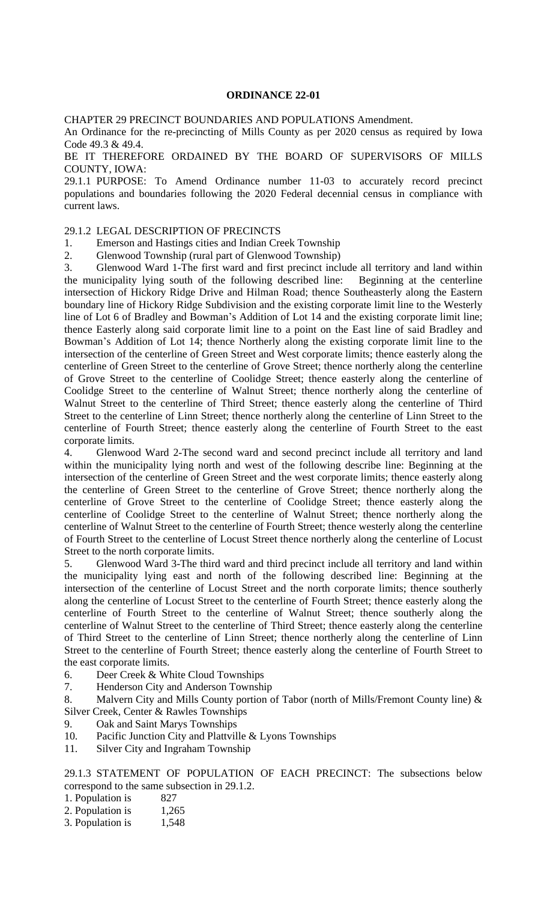**ORDINANCE 22-01**

CHAPTER 29 PRECINCT BOUNDARIES AND POPULATIONS Amendment.

An Ordinance for the re-precincting of Mills County as per 2020 census as required by Iowa Code 49.3 & 49.4.

BE IT THEREFORE ORDAINED BY THE BOARD OF SUPERVISORS OF MILLS COUNTY, IOWA:

29.1.1 PURPOSE: To Amend Ordinance number 11-03 to accurately record precinct populations and boundaries following the 2020 Federal decennial census in compliance with current laws.

29.1.2 LEGAL DESCRIPTION OF PRECINCTS

1. Emerson and Hastings cities and Indian Creek Township
2. Glenwood Township (rural part of Glenwood Township)
3. Glenwood Ward 1-The first ward and first precinct include all territory and land within the municipality lying south of the following described line: Beginning at the centerline intersection of Hickory Ridge Drive and Hilman Road; thence Southeasterly along the Eastern boundary line of Hickory Ridge Subdivision and the existing corporate limit line to the Westerly line of Lot 6 of Bradley and Bowman's Addition of Lot 14 and the existing corporate limit line; thence Easterly along said corporate limit line to a point on the East line of said Bradley and Bowman's Addition of Lot 14; thence Northerly along the existing corporate limit line to the intersection of the centerline of Green Street and West corporate limits; thence easterly along the centerline of Green Street to the centerline of Grove Street; thence northerly along the centerline of Grove Street to the centerline of Coolidge Street; thence easterly along the centerline of Coolidge Street to the centerline of Walnut Street; thence northerly along the centerline of Walnut Street to the centerline of Third Street; thence easterly along the centerline of Third Street to the centerline of Linn Street; thence northerly along the centerline of Linn Street to the centerline of Fourth Street; thence easterly along the centerline of Fourth Street to the east corporate limits.
4. Glenwood Ward 2-The second ward and second precinct include all territory and land within the municipality lying north and west of the following describe line: Beginning at the intersection of the centerline of Green Street and the west corporate limits; thence easterly along the centerline of Green Street to the centerline of Grove Street; thence northerly along the centerline of Grove Street to the centerline of Coolidge Street; thence easterly along the centerline of Coolidge Street to the centerline of Walnut Street; thence northerly along the centerline of Walnut Street to the centerline of Fourth Street; thence westerly along the centerline of Fourth Street to the centerline of Locust Street thence northerly along the centerline of Locust Street to the north corporate limits.
5. Glenwood Ward 3-The third ward and third precinct include all territory and land within the municipality lying east and north of the following described line: Beginning at the intersection of the centerline of Locust Street and the north corporate limits; thence southerly along the centerline of Locust Street to the centerline of Fourth Street; thence easterly along the centerline of Fourth Street to the centerline of Walnut Street; thence southerly along the centerline of Walnut Street to the centerline of Third Street; thence easterly along the centerline of Third Street to the centerline of Linn Street; thence northerly along the centerline of Linn Street to the centerline of Fourth Street; thence easterly along the centerline of Fourth Street to the east corporate limits.
6. Deer Creek & White Cloud Townships
7. Henderson City and Anderson Township
8. Malvern City and Mills County portion of Tabor (north of Mills/Fremont County line) & Silver Creek, Center & Rawles Townships
9. Oak and Saint Marys Townships
10. Pacific Junction City and Plattville & Lyons Townships
11. Silver City and Ingraham Township

29.1.3 STATEMENT OF POPULATION OF EACH PRECINCT: The subsections below correspond to the same subsection in 29.1.2.

1. Population is 827
2. Population is 1,265
3. Population is 1,548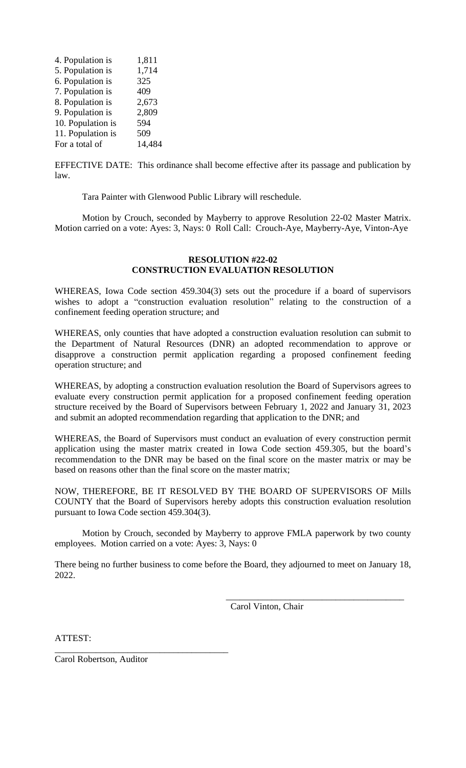| | |
|---|---|
| 4. Population is | 1,811 |
| 5. Population is | 1,714 |
| 6. Population is | 325 |
| 7. Population is | 409 |
| 8. Population is | 2,673 |
| 9. Population is | 2,809 |
| 10. Population is | 594 |
| 11. Population is | 509 |
| For a total of | 14,484 |

EFFECTIVE DATE: This ordinance shall become effective after its passage and publication by law.

Tara Painter with Glenwood Public Library will reschedule.

Motion by Crouch, seconded by Mayberry to approve Resolution 22-02 Master Matrix. Motion carried on a vote: Ayes: 3, Nays: 0 Roll Call: Crouch-Aye, Mayberry-Aye, Vinton-Aye

**RESOLUTION #22-02**
**CONSTRUCTION EVALUATION RESOLUTION**

WHEREAS, Iowa Code section 459.304(3) sets out the procedure if a board of supervisors wishes to adopt a "construction evaluation resolution" relating to the construction of a confinement feeding operation structure; and

WHEREAS, only counties that have adopted a construction evaluation resolution can submit to the Department of Natural Resources (DNR) an adopted recommendation to approve or disapprove a construction permit application regarding a proposed confinement feeding operation structure; and

WHEREAS, by adopting a construction evaluation resolution the Board of Supervisors agrees to evaluate every construction permit application for a proposed confinement feeding operation structure received by the Board of Supervisors between February 1, 2022 and January 31, 2023 and submit an adopted recommendation regarding that application to the DNR; and

WHEREAS, the Board of Supervisors must conduct an evaluation of every construction permit application using the master matrix created in Iowa Code section 459.305, but the board's recommendation to the DNR may be based on the final score on the master matrix or may be based on reasons other than the final score on the master matrix;

NOW, THEREFORE, BE IT RESOLVED BY THE BOARD OF SUPERVISORS OF Mills COUNTY that the Board of Supervisors hereby adopts this construction evaluation resolution pursuant to Iowa Code section 459.304(3).

Motion by Crouch, seconded by Mayberry to approve FMLA paperwork by two county employees. Motion carried on a vote: Ayes: 3, Nays: 0

There being no further business to come before the Board, they adjourned to meet on January 18, 2022.

\_\_\_\_\_\_\_\_\_\_\_\_\_\_\_\_\_\_\_\_\_\_\_\_\_\_\_\_\_\_\_\_\_\_\_\_\_\_
Carol Vinton, Chair

ATTEST:

\_\_\_\_\_\_\_\_\_\_\_\_\_\_\_\_\_\_\_\_\_\_\_\_\_\_\_\_\_\_\_\_\_\_\_\_\_\_
Carol Robertson, Auditor